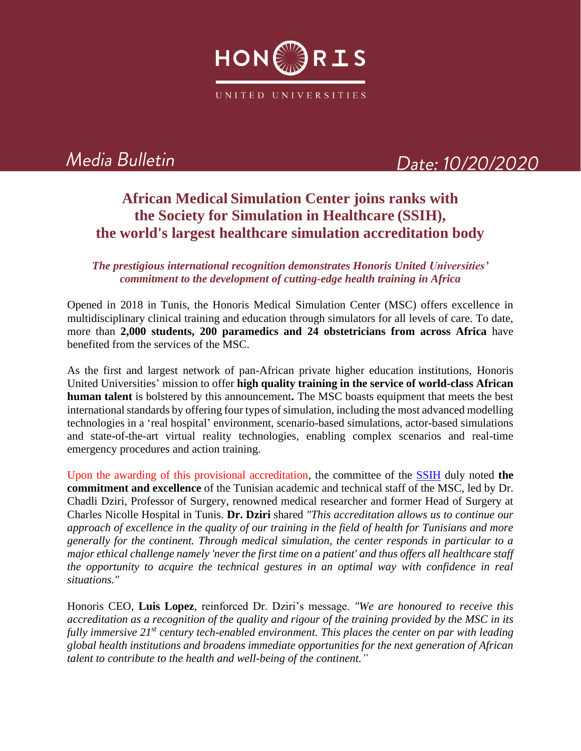HONORIS

UNITED UNIVERSITIES

*Media Bulletin* *Date: 10/20/2020*

# African Medical Simulation Center joins ranks with the Society for Simulation in Healthcare (SSIH), the world's largest healthcare simulation accreditation body

***The prestigious international recognition demonstrates Honoris United Universities' commitment to the development of cutting-edge health training in Africa***

Opened in 2018 in Tunis, the Honoris Medical Simulation Center (MSC) offers excellence in multidisciplinary clinical training and education through simulators for all levels of care. To date, more than **2,000 students, 200 paramedics and 24 obstetricians from across Africa** have benefited from the services of the MSC.

As the first and largest network of pan-African private higher education institutions, Honoris United Universities' mission to offer **high quality training in the service of world-class African human talent** is bolstered by this announcement**.** The MSC boasts equipment that meets the best international standards by offering four types of simulation, including the most advanced modelling technologies in a 'real hospital' environment, scenario-based simulations, actor-based simulations and state-of-the-art virtual reality technologies, enabling complex scenarios and real-time emergency procedures and action training.

Upon the awarding of this provisional accreditation, the committee of the SSIH duly noted **the commitment and excellence** of the Tunisian academic and technical staff of the MSC, led by Dr. Chadli Dziri, Professor of Surgery, renowned medical researcher and former Head of Surgery at Charles Nicolle Hospital in Tunis. **Dr. Dziri** shared *"This accreditation allows us to continue our approach of excellence in the quality of our training in the field of health for Tunisians and more generally for the continent. Through medical simulation, the center responds in particular to a major ethical challenge namely 'never the first time on a patient' and thus offers all healthcare staff the opportunity to acquire the technical gestures in an optimal way with confidence in real situations."*

Honoris CEO, **Luis Lopez**, reinforced Dr. Dziri's message. *"We are honoured to receive this accreditation as a recognition of the quality and rigour of the training provided by the MSC in its fully immersive 21st century tech-enabled environment. This places the center on par with leading global health institutions and broadens immediate opportunities for the next generation of African talent to contribute to the health and well-being of the continent."*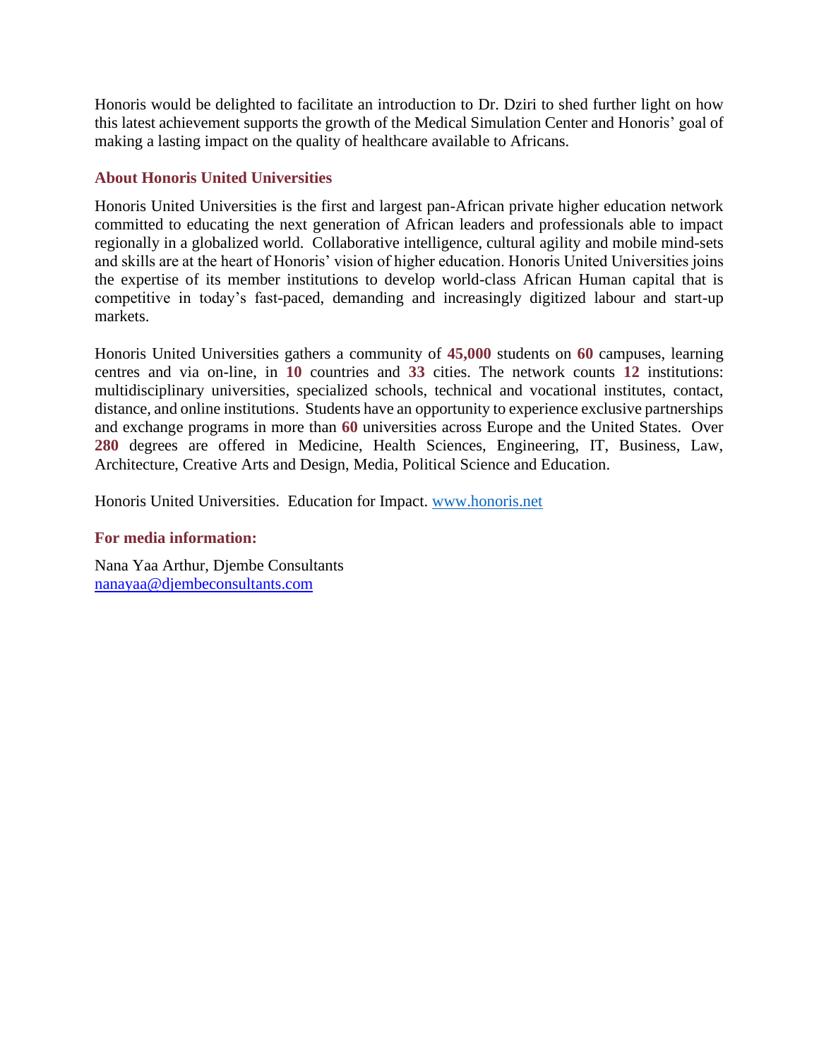Honoris would be delighted to facilitate an introduction to Dr. Dziri to shed further light on how this latest achievement supports the growth of the Medical Simulation Center and Honoris' goal of making a lasting impact on the quality of healthcare available to Africans.

### About Honoris United Universities

Honoris United Universities is the first and largest pan-African private higher education network committed to educating the next generation of African leaders and professionals able to impact regionally in a globalized world. Collaborative intelligence, cultural agility and mobile mind-sets and skills are at the heart of Honoris' vision of higher education. Honoris United Universities joins the expertise of its member institutions to develop world-class African Human capital that is competitive in today's fast-paced, demanding and increasingly digitized labour and start-up markets.

Honoris United Universities gathers a community of **45,000** students on **60** campuses, learning centres and via on-line, in **10** countries and **33** cities. The network counts **12** institutions: multidisciplinary universities, specialized schools, technical and vocational institutes, contact, distance, and online institutions. Students have an opportunity to experience exclusive partnerships and exchange programs in more than **60** universities across Europe and the United States. Over **280** degrees are offered in Medicine, Health Sciences, Engineering, IT, Business, Law, Architecture, Creative Arts and Design, Media, Political Science and Education.

Honoris United Universities. Education for Impact. [www.honoris.net](http://www.honoris.net)

### For media information:

Nana Yaa Arthur, Djembe Consultants
[nanayaa@djembeconsultants.com](mailto:nanayaa@djembeconsultants.com)